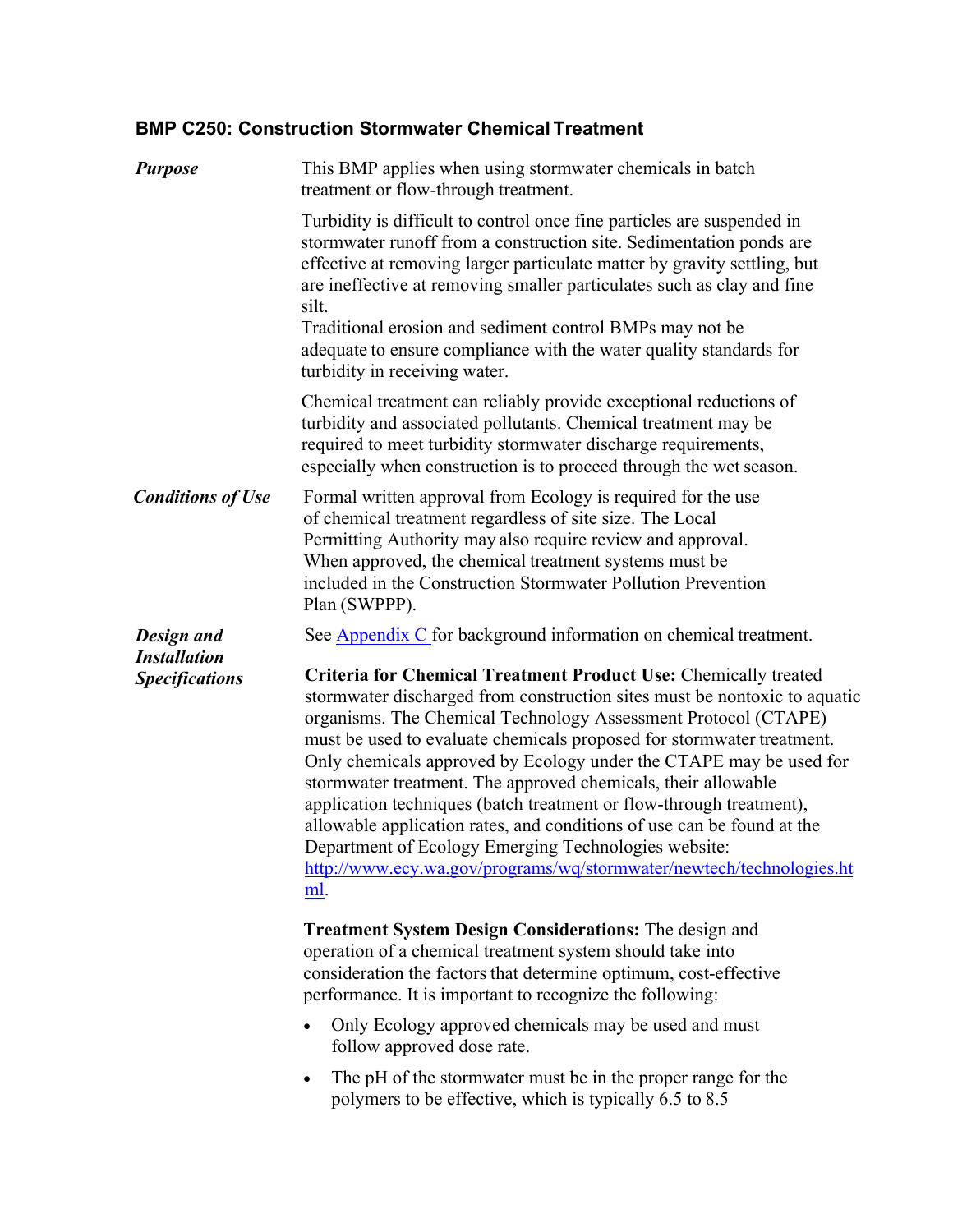### BMP C250: Construction Stormwater Chemical Treatment

***Purpose***

This BMP applies when using stormwater chemicals in batch treatment or flow-through treatment.

Turbidity is difficult to control once fine particles are suspended in stormwater runoff from a construction site. Sedimentation ponds are effective at removing larger particulate matter by gravity settling, but are ineffective at removing smaller particulates such as clay and fine silt.

Traditional erosion and sediment control BMPs may not be adequate to ensure compliance with the water quality standards for turbidity in receiving water.

Chemical treatment can reliably provide exceptional reductions of turbidity and associated pollutants. Chemical treatment may be required to meet turbidity stormwater discharge requirements, especially when construction is to proceed through the wet season.

***Conditions of Use***

Formal written approval from Ecology is required for the use of chemical treatment regardless of site size. The Local Permitting Authority may also require review and approval. When approved, the chemical treatment systems must be included in the Construction Stormwater Pollution Prevention Plan (SWPPP).

***Design and Installation Specifications***

See [Appendix C] for background information on chemical treatment.

**Criteria for Chemical Treatment Product Use:** Chemically treated stormwater discharged from construction sites must be nontoxic to aquatic organisms. The Chemical Technology Assessment Protocol (CTAPE) must be used to evaluate chemicals proposed for stormwater treatment. Only chemicals approved by Ecology under the CTAPE may be used for stormwater treatment. The approved chemicals, their allowable application techniques (batch treatment or flow-through treatment), allowable application rates, and conditions of use can be found at the Department of Ecology Emerging Technologies website: http://www.ecy.wa.gov/programs/wq/stormwater/newtech/technologies.html.

**Treatment System Design Considerations:** The design and operation of a chemical treatment system should take into consideration the factors that determine optimum, cost-effective performance. It is important to recognize the following:

- Only Ecology approved chemicals may be used and must follow approved dose rate.
- The pH of the stormwater must be in the proper range for the polymers to be effective, which is typically 6.5 to 8.5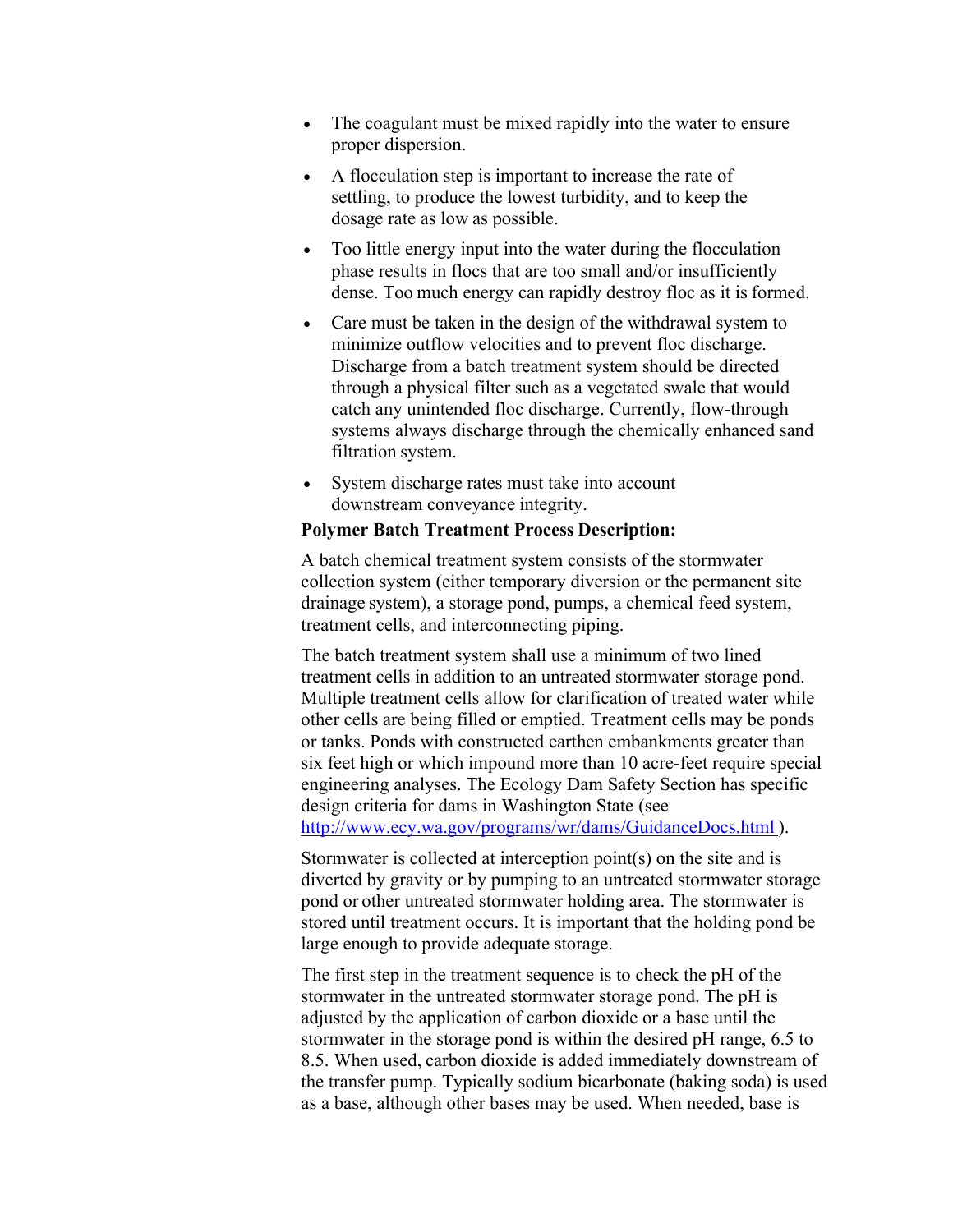- The coagulant must be mixed rapidly into the water to ensure proper dispersion.
- A flocculation step is important to increase the rate of settling, to produce the lowest turbidity, and to keep the dosage rate as low as possible.
- Too little energy input into the water during the flocculation phase results in flocs that are too small and/or insufficiently dense. Too much energy can rapidly destroy floc as it is formed.
- Care must be taken in the design of the withdrawal system to minimize outflow velocities and to prevent floc discharge. Discharge from a batch treatment system should be directed through a physical filter such as a vegetated swale that would catch any unintended floc discharge. Currently, flow-through systems always discharge through the chemically enhanced sand filtration system.
- System discharge rates must take into account downstream conveyance integrity.

**Polymer Batch Treatment Process Description:**

A batch chemical treatment system consists of the stormwater collection system (either temporary diversion or the permanent site drainage system), a storage pond, pumps, a chemical feed system, treatment cells, and interconnecting piping.

The batch treatment system shall use a minimum of two lined treatment cells in addition to an untreated stormwater storage pond. Multiple treatment cells allow for clarification of treated water while other cells are being filled or emptied. Treatment cells may be ponds or tanks. Ponds with constructed earthen embankments greater than six feet high or which impound more than 10 acre-feet require special engineering analyses. The Ecology Dam Safety Section has specific design criteria for dams in Washington State (see http://www.ecy.wa.gov/programs/wr/dams/GuidanceDocs.html ).

Stormwater is collected at interception point(s) on the site and is diverted by gravity or by pumping to an untreated stormwater storage pond or other untreated stormwater holding area. The stormwater is stored until treatment occurs. It is important that the holding pond be large enough to provide adequate storage.

The first step in the treatment sequence is to check the pH of the stormwater in the untreated stormwater storage pond. The pH is adjusted by the application of carbon dioxide or a base until the stormwater in the storage pond is within the desired pH range, 6.5 to 8.5. When used, carbon dioxide is added immediately downstream of the transfer pump. Typically sodium bicarbonate (baking soda) is used as a base, although other bases may be used. When needed, base is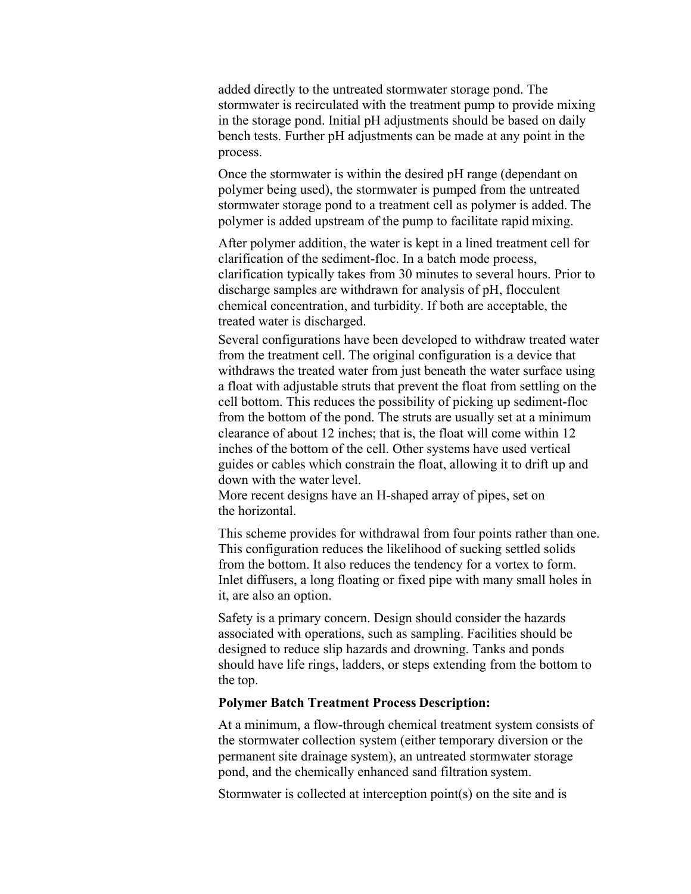added directly to the untreated stormwater storage pond. The stormwater is recirculated with the treatment pump to provide mixing in the storage pond. Initial pH adjustments should be based on daily bench tests. Further pH adjustments can be made at any point in the process.

Once the stormwater is within the desired pH range (dependant on polymer being used), the stormwater is pumped from the untreated stormwater storage pond to a treatment cell as polymer is added. The polymer is added upstream of the pump to facilitate rapid mixing.

After polymer addition, the water is kept in a lined treatment cell for clarification of the sediment-floc. In a batch mode process, clarification typically takes from 30 minutes to several hours. Prior to discharge samples are withdrawn for analysis of pH, flocculent chemical concentration, and turbidity. If both are acceptable, the treated water is discharged.

Several configurations have been developed to withdraw treated water from the treatment cell. The original configuration is a device that withdraws the treated water from just beneath the water surface using a float with adjustable struts that prevent the float from settling on the cell bottom. This reduces the possibility of picking up sediment-floc from the bottom of the pond. The struts are usually set at a minimum clearance of about 12 inches; that is, the float will come within 12 inches of the bottom of the cell. Other systems have used vertical guides or cables which constrain the float, allowing it to drift up and down with the water level.

More recent designs have an H-shaped array of pipes, set on the horizontal.

This scheme provides for withdrawal from four points rather than one. This configuration reduces the likelihood of sucking settled solids from the bottom. It also reduces the tendency for a vortex to form. Inlet diffusers, a long floating or fixed pipe with many small holes in it, are also an option.

Safety is a primary concern. Design should consider the hazards associated with operations, such as sampling. Facilities should be designed to reduce slip hazards and drowning. Tanks and ponds should have life rings, ladders, or steps extending from the bottom to the top.

**Polymer Batch Treatment Process Description:**

At a minimum, a flow-through chemical treatment system consists of the stormwater collection system (either temporary diversion or the permanent site drainage system), an untreated stormwater storage pond, and the chemically enhanced sand filtration system.

Stormwater is collected at interception point(s) on the site and is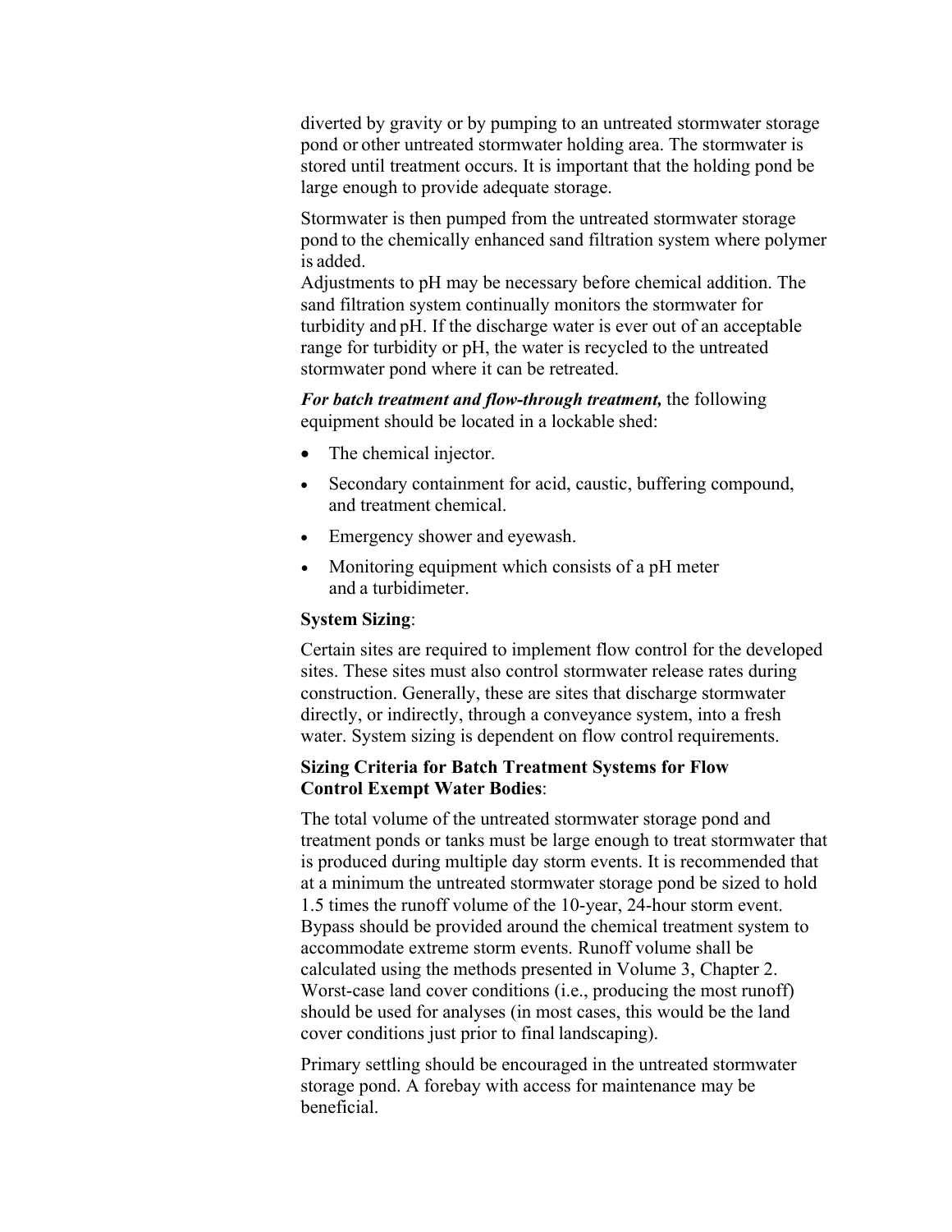diverted by gravity or by pumping to an untreated stormwater storage pond or other untreated stormwater holding area. The stormwater is stored until treatment occurs. It is important that the holding pond be large enough to provide adequate storage.

Stormwater is then pumped from the untreated stormwater storage pond to the chemically enhanced sand filtration system where polymer is added.
Adjustments to pH may be necessary before chemical addition. The sand filtration system continually monitors the stormwater for turbidity and pH. If the discharge water is ever out of an acceptable range for turbidity or pH, the water is recycled to the untreated stormwater pond where it can be retreated.

***For batch treatment and flow-through treatment,*** the following equipment should be located in a lockable shed:

- The chemical injector.
- Secondary containment for acid, caustic, buffering compound, and treatment chemical.
- Emergency shower and eyewash.
- Monitoring equipment which consists of a pH meter and a turbidimeter.

**System Sizing**:

Certain sites are required to implement flow control for the developed sites. These sites must also control stormwater release rates during construction. Generally, these are sites that discharge stormwater directly, or indirectly, through a conveyance system, into a fresh water. System sizing is dependent on flow control requirements.

**Sizing Criteria for Batch Treatment Systems for Flow Control Exempt Water Bodies**:

The total volume of the untreated stormwater storage pond and treatment ponds or tanks must be large enough to treat stormwater that is produced during multiple day storm events. It is recommended that at a minimum the untreated stormwater storage pond be sized to hold 1.5 times the runoff volume of the 10-year, 24-hour storm event. Bypass should be provided around the chemical treatment system to accommodate extreme storm events. Runoff volume shall be calculated using the methods presented in Volume 3, Chapter 2. Worst-case land cover conditions (i.e., producing the most runoff) should be used for analyses (in most cases, this would be the land cover conditions just prior to final landscaping).

Primary settling should be encouraged in the untreated stormwater storage pond. A forebay with access for maintenance may be beneficial.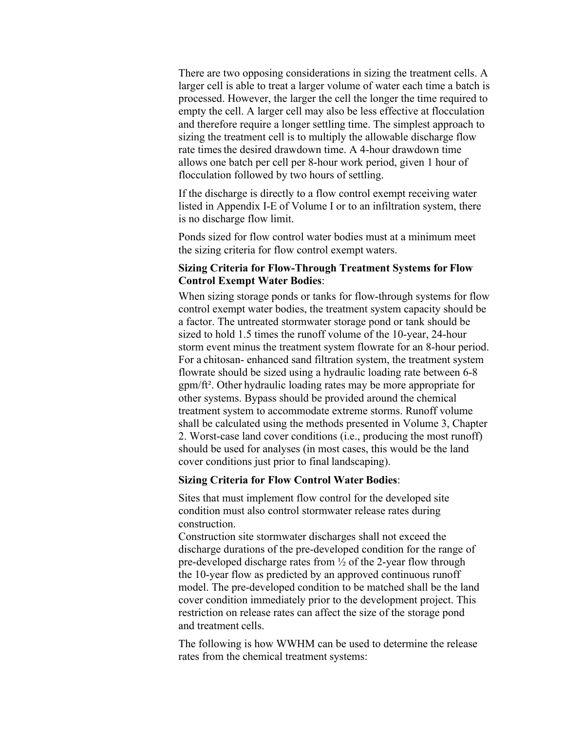There are two opposing considerations in sizing the treatment cells. A larger cell is able to treat a larger volume of water each time a batch is processed. However, the larger the cell the longer the time required to empty the cell. A larger cell may also be less effective at flocculation and therefore require a longer settling time. The simplest approach to sizing the treatment cell is to multiply the allowable discharge flow rate times the desired drawdown time. A 4-hour drawdown time allows one batch per cell per 8-hour work period, given 1 hour of flocculation followed by two hours of settling.

If the discharge is directly to a flow control exempt receiving water listed in Appendix I-E of Volume I or to an infiltration system, there is no discharge flow limit.

Ponds sized for flow control water bodies must at a minimum meet the sizing criteria for flow control exempt waters.

**Sizing Criteria for Flow-Through Treatment Systems for Flow Control Exempt Water Bodies**:

When sizing storage ponds or tanks for flow-through systems for flow control exempt water bodies, the treatment system capacity should be a factor. The untreated stormwater storage pond or tank should be sized to hold 1.5 times the runoff volume of the 10-year, 24-hour storm event minus the treatment system flowrate for an 8-hour period. For a chitosan- enhanced sand filtration system, the treatment system flowrate should be sized using a hydraulic loading rate between 6-8 gpm/ft². Other hydraulic loading rates may be more appropriate for other systems. Bypass should be provided around the chemical treatment system to accommodate extreme storms. Runoff volume shall be calculated using the methods presented in Volume 3, Chapter 2. Worst-case land cover conditions (i.e., producing the most runoff) should be used for analyses (in most cases, this would be the land cover conditions just prior to final landscaping).

**Sizing Criteria for Flow Control Water Bodies**:

Sites that must implement flow control for the developed site condition must also control stormwater release rates during construction.

Construction site stormwater discharges shall not exceed the discharge durations of the pre-developed condition for the range of pre-developed discharge rates from ½ of the 2-year flow through the 10-year flow as predicted by an approved continuous runoff model. The pre-developed condition to be matched shall be the land cover condition immediately prior to the development project. This restriction on release rates can affect the size of the storage pond and treatment cells.

The following is how WWHM can be used to determine the release rates from the chemical treatment systems: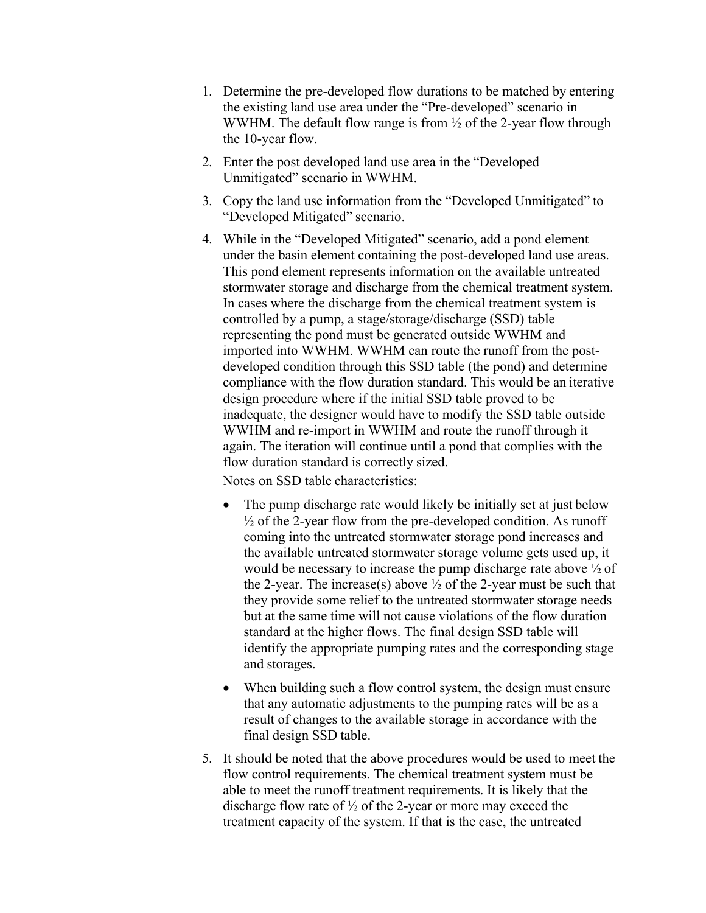1. Determine the pre-developed flow durations to be matched by entering the existing land use area under the "Pre-developed" scenario in WWHM. The default flow range is from ½ of the 2-year flow through the 10-year flow.

2. Enter the post developed land use area in the "Developed Unmitigated" scenario in WWHM.

3. Copy the land use information from the "Developed Unmitigated" to "Developed Mitigated" scenario.

4. While in the "Developed Mitigated" scenario, add a pond element under the basin element containing the post-developed land use areas. This pond element represents information on the available untreated stormwater storage and discharge from the chemical treatment system. In cases where the discharge from the chemical treatment system is controlled by a pump, a stage/storage/discharge (SSD) table representing the pond must be generated outside WWHM and imported into WWHM. WWHM can route the runoff from the post-developed condition through this SSD table (the pond) and determine compliance with the flow duration standard. This would be an iterative design procedure where if the initial SSD table proved to be inadequate, the designer would have to modify the SSD table outside WWHM and re-import in WWHM and route the runoff through it again. The iteration will continue until a pond that complies with the flow duration standard is correctly sized.

   Notes on SSD table characteristics:

   - The pump discharge rate would likely be initially set at just below ½ of the 2-year flow from the pre-developed condition. As runoff coming into the untreated stormwater storage pond increases and the available untreated stormwater storage volume gets used up, it would be necessary to increase the pump discharge rate above ½ of the 2-year. The increase(s) above ½ of the 2-year must be such that they provide some relief to the untreated stormwater storage needs but at the same time will not cause violations of the flow duration standard at the higher flows. The final design SSD table will identify the appropriate pumping rates and the corresponding stage and storages.

   - When building such a flow control system, the design must ensure that any automatic adjustments to the pumping rates will be as a result of changes to the available storage in accordance with the final design SSD table.

5. It should be noted that the above procedures would be used to meet the flow control requirements. The chemical treatment system must be able to meet the runoff treatment requirements. It is likely that the discharge flow rate of ½ of the 2-year or more may exceed the treatment capacity of the system. If that is the case, the untreated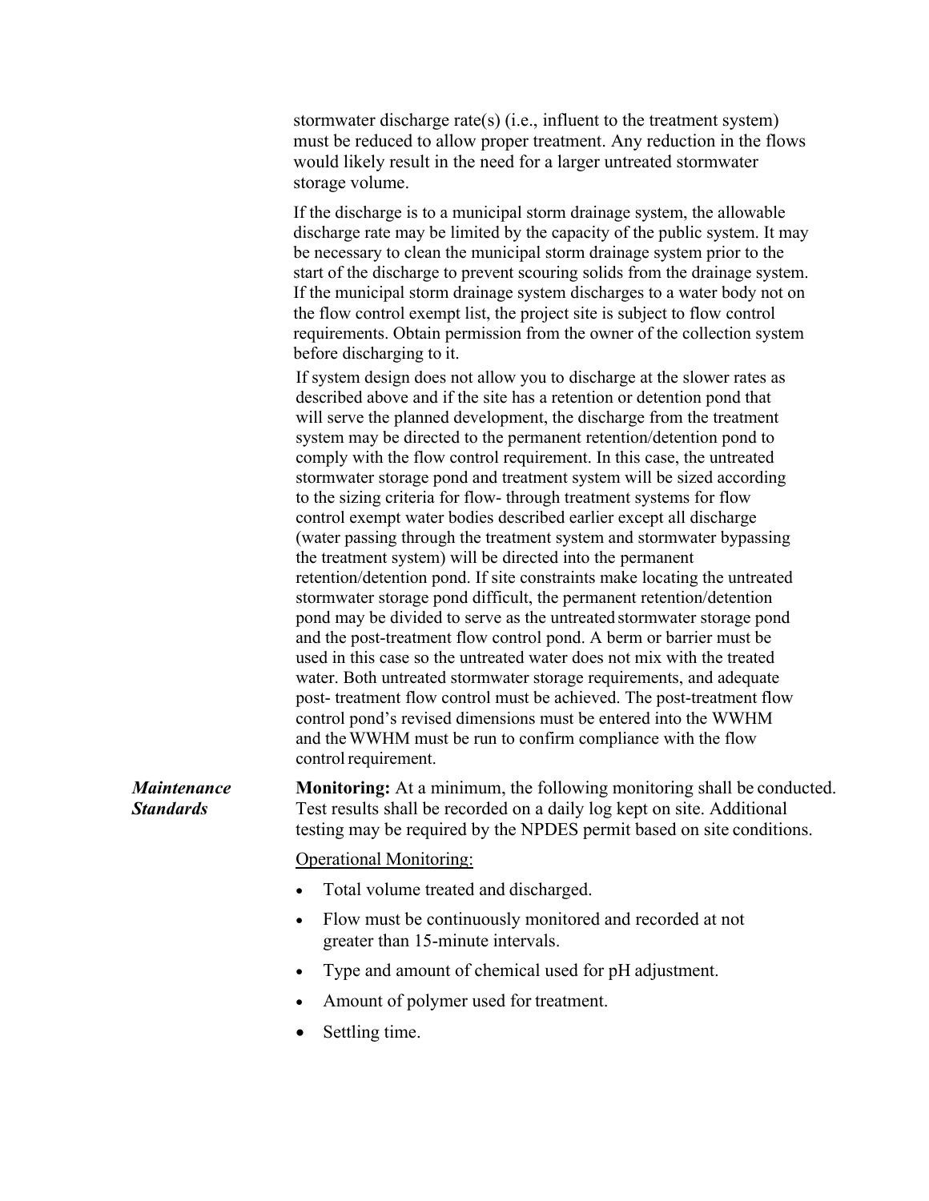stormwater discharge rate(s) (i.e., influent to the treatment system) must be reduced to allow proper treatment. Any reduction in the flows would likely result in the need for a larger untreated stormwater storage volume.

If the discharge is to a municipal storm drainage system, the allowable discharge rate may be limited by the capacity of the public system. It may be necessary to clean the municipal storm drainage system prior to the start of the discharge to prevent scouring solids from the drainage system. If the municipal storm drainage system discharges to a water body not on the flow control exempt list, the project site is subject to flow control requirements. Obtain permission from the owner of the collection system before discharging to it.

If system design does not allow you to discharge at the slower rates as described above and if the site has a retention or detention pond that will serve the planned development, the discharge from the treatment system may be directed to the permanent retention/detention pond to comply with the flow control requirement. In this case, the untreated stormwater storage pond and treatment system will be sized according to the sizing criteria for flow- through treatment systems for flow control exempt water bodies described earlier except all discharge (water passing through the treatment system and stormwater bypassing the treatment system) will be directed into the permanent retention/detention pond. If site constraints make locating the untreated stormwater storage pond difficult, the permanent retention/detention pond may be divided to serve as the untreated stormwater storage pond and the post-treatment flow control pond. A berm or barrier must be used in this case so the untreated water does not mix with the treated water. Both untreated stormwater storage requirements, and adequate post- treatment flow control must be achieved. The post-treatment flow control pond's revised dimensions must be entered into the WWHM and the WWHM must be run to confirm compliance with the flow control requirement.

***Maintenance Standards***

**Monitoring:** At a minimum, the following monitoring shall be conducted. Test results shall be recorded on a daily log kept on site. Additional testing may be required by the NPDES permit based on site conditions.

Operational Monitoring:

- Total volume treated and discharged.
- Flow must be continuously monitored and recorded at not greater than 15-minute intervals.
- Type and amount of chemical used for pH adjustment.
- Amount of polymer used for treatment.
- Settling time.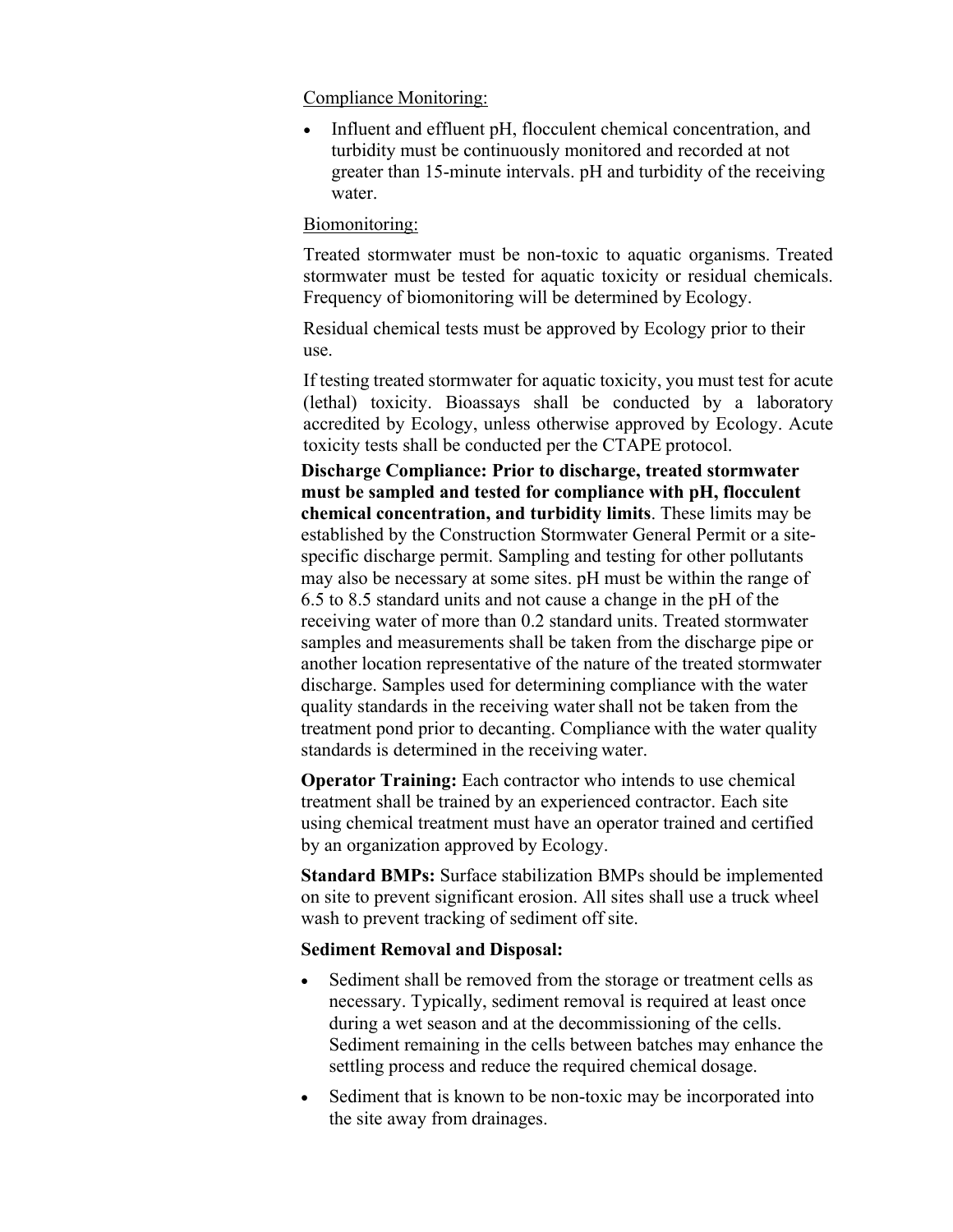Compliance Monitoring:

- Influent and effluent pH, flocculent chemical concentration, and turbidity must be continuously monitored and recorded at not greater than 15-minute intervals. pH and turbidity of the receiving water.

Biomonitoring:

Treated stormwater must be non-toxic to aquatic organisms. Treated stormwater must be tested for aquatic toxicity or residual chemicals. Frequency of biomonitoring will be determined by Ecology.

Residual chemical tests must be approved by Ecology prior to their use.

If testing treated stormwater for aquatic toxicity, you must test for acute (lethal) toxicity. Bioassays shall be conducted by a laboratory accredited by Ecology, unless otherwise approved by Ecology. Acute toxicity tests shall be conducted per the CTAPE protocol.

**Discharge Compliance: Prior to discharge, treated stormwater must be sampled and tested for compliance with pH, flocculent chemical concentration, and turbidity limits**. These limits may be established by the Construction Stormwater General Permit or a site-specific discharge permit. Sampling and testing for other pollutants may also be necessary at some sites. pH must be within the range of 6.5 to 8.5 standard units and not cause a change in the pH of the receiving water of more than 0.2 standard units. Treated stormwater samples and measurements shall be taken from the discharge pipe or another location representative of the nature of the treated stormwater discharge. Samples used for determining compliance with the water quality standards in the receiving water shall not be taken from the treatment pond prior to decanting. Compliance with the water quality standards is determined in the receiving water.

**Operator Training:** Each contractor who intends to use chemical treatment shall be trained by an experienced contractor. Each site using chemical treatment must have an operator trained and certified by an organization approved by Ecology.

**Standard BMPs:** Surface stabilization BMPs should be implemented on site to prevent significant erosion. All sites shall use a truck wheel wash to prevent tracking of sediment off site.

**Sediment Removal and Disposal:**

- Sediment shall be removed from the storage or treatment cells as necessary. Typically, sediment removal is required at least once during a wet season and at the decommissioning of the cells. Sediment remaining in the cells between batches may enhance the settling process and reduce the required chemical dosage.
- Sediment that is known to be non-toxic may be incorporated into the site away from drainages.